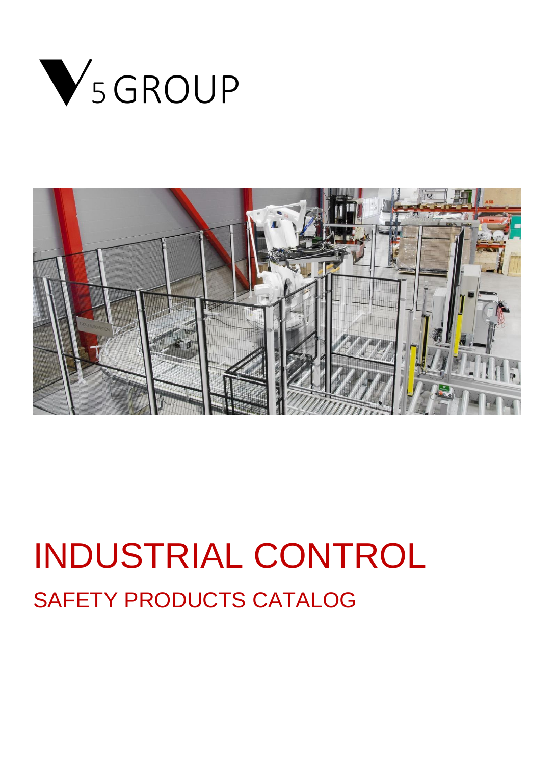V5 GROUP

# INDUSTRIAL CONTROL

## SAFETY PRODUCTS CATALOG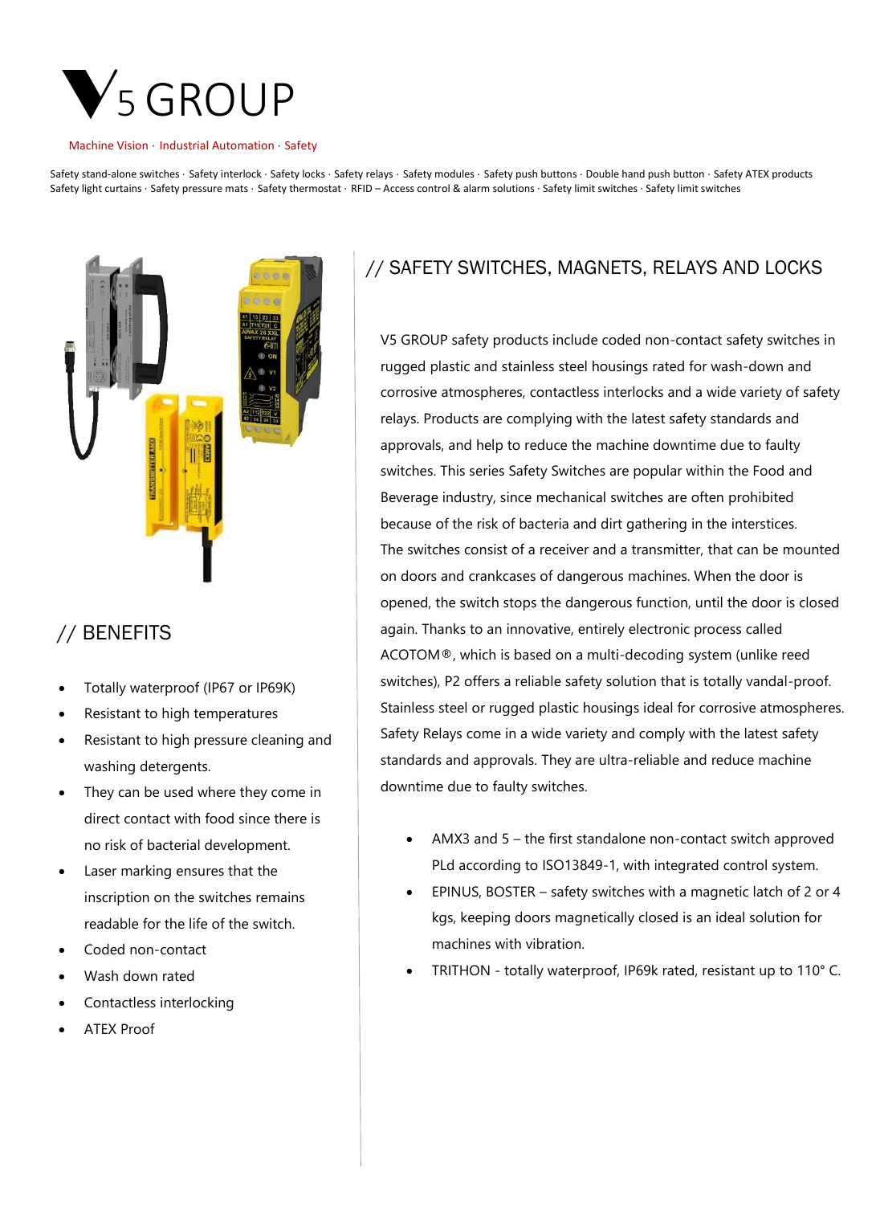# V5 GROUP

Machine Vision · Industrial Automation · Safety

Safety stand-alone switches · Safety interlock · Safety locks · Safety relays · Safety modules · Safety push buttons · Double hand push button · Safety ATEX products
Safety light curtains · Safety pressure mats · Safety thermostat · RFID – Access control & alarm solutions · Safety limit switches · Safety limit switches

## // SAFETY SWITCHES, MAGNETS, RELAYS AND LOCKS

V5 GROUP safety products include coded non-contact safety switches in rugged plastic and stainless steel housings rated for wash-down and corrosive atmospheres, contactless interlocks and a wide variety of safety relays. Products are complying with the latest safety standards and approvals, and help to reduce the machine downtime due to faulty switches. This series Safety Switches are popular within the Food and Beverage industry, since mechanical switches are often prohibited because of the risk of bacteria and dirt gathering in the interstices. The switches consist of a receiver and a transmitter, that can be mounted on doors and crankcases of dangerous machines. When the door is opened, the switch stops the dangerous function, until the door is closed again. Thanks to an innovative, entirely electronic process called ACOTOM®, which is based on a multi-decoding system (unlike reed switches), P2 offers a reliable safety solution that is totally vandal-proof. Stainless steel or rugged plastic housings ideal for corrosive atmospheres. Safety Relays come in a wide variety and comply with the latest safety standards and approvals. They are ultra-reliable and reduce machine downtime due to faulty switches.

- AMX3 and 5 – the first standalone non-contact switch approved PLd according to ISO13849-1, with integrated control system.
- EPINUS, BOSTER – safety switches with a magnetic latch of 2 or 4 kgs, keeping doors magnetically closed is an ideal solution for machines with vibration.
- TRITHON - totally waterproof, IP69k rated, resistant up to 110° C.

## // BENEFITS

- Totally waterproof (IP67 or IP69K)
- Resistant to high temperatures
- Resistant to high pressure cleaning and washing detergents.
- They can be used where they come in direct contact with food since there is no risk of bacterial development.
- Laser marking ensures that the inscription on the switches remains readable for the life of the switch.
- Coded non-contact
- Wash down rated
- Contactless interlocking
- ATEX Proof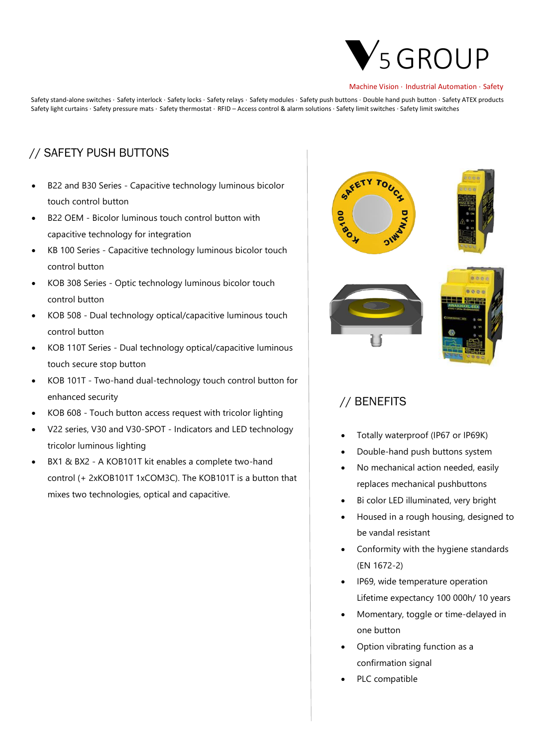V5 GROUP

Machine Vision · Industrial Automation · Safety

Safety stand-alone switches · Safety interlock · Safety locks · Safety relays · Safety modules · Safety push buttons · Double hand push button · Safety ATEX products
Safety light curtains · Safety pressure mats · Safety thermostat · RFID – Access control & alarm solutions · Safety limit switches · Safety limit switches

## // SAFETY PUSH BUTTONS

- B22 and B30 Series - Capacitive technology luminous bicolor touch control button
- B22 OEM - Bicolor luminous touch control button with capacitive technology for integration
- KB 100 Series - Capacitive technology luminous bicolor touch control button
- KOB 308 Series - Optic technology luminous bicolor touch control button
- KOB 508 - Dual technology optical/capacitive luminous touch control button
- KOB 110T Series - Dual technology optical/capacitive luminous touch secure stop button
- KOB 101T - Two-hand dual-technology touch control button for enhanced security
- KOB 608 - Touch button access request with tricolor lighting
- V22 series, V30 and V30-SPOT - Indicators and LED technology tricolor luminous lighting
- BX1 & BX2 - A KOB101T kit enables a complete two-hand control (+ 2xKOB101T 1xCOM3C). The KOB101T is a button that mixes two technologies, optical and capacitive.

## // BENEFITS

- Totally waterproof (IP67 or IP69K)
- Double-hand push buttons system
- No mechanical action needed, easily replaces mechanical pushbuttons
- Bi color LED illuminated, very bright
- Housed in a rough housing, designed to be vandal resistant
- Conformity with the hygiene standards (EN 1672-2)
- IP69, wide temperature operation Lifetime expectancy 100 000h/ 10 years
- Momentary, toggle or time-delayed in one button
- Option vibrating function as a confirmation signal
- PLC compatible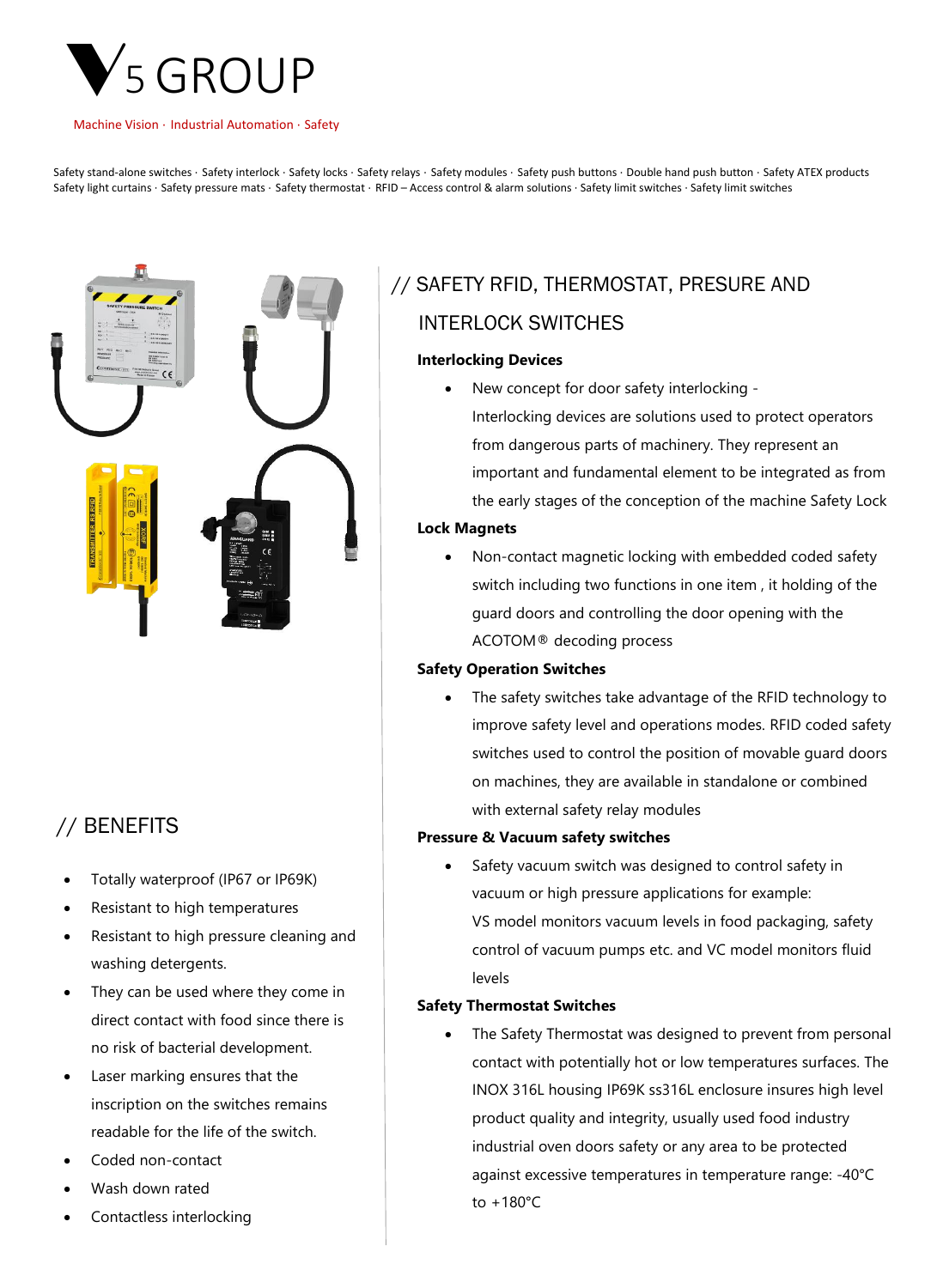# V5 GROUP

Machine Vision · Industrial Automation · Safety

Safety stand-alone switches · Safety interlock · Safety locks · Safety relays · Safety modules · Safety push buttons · Double hand push button · Safety ATEX products
Safety light curtains · Safety pressure mats · Safety thermostat · RFID – Access control & alarm solutions · Safety limit switches · Safety limit switches

## // SAFETY RFID, THERMOSTAT, PRESURE AND INTERLOCK SWITCHES

**Interlocking Devices**

- New concept for door safety interlocking - Interlocking devices are solutions used to protect operators from dangerous parts of machinery. They represent an important and fundamental element to be integrated as from the early stages of the conception of the machine Safety Lock

**Lock Magnets**

- Non-contact magnetic locking with embedded coded safety switch including two functions in one item , it holding of the guard doors and controlling the door opening with the ACOTOM® decoding process

**Safety Operation Switches**

- The safety switches take advantage of the RFID technology to improve safety level and operations modes. RFID coded safety switches used to control the position of movable guard doors on machines, they are available in standalone or combined with external safety relay modules

**Pressure & Vacuum safety switches**

- Safety vacuum switch was designed to control safety in vacuum or high pressure applications for example: VS model monitors vacuum levels in food packaging, safety control of vacuum pumps etc. and VC model monitors fluid levels

**Safety Thermostat Switches**

- The Safety Thermostat was designed to prevent from personal contact with potentially hot or low temperatures surfaces. The INOX 316L housing IP69K ss316L enclosure insures high level product quality and integrity, usually used food industry industrial oven doors safety or any area to be protected against excessive temperatures in temperature range: -40°C to +180°C

## // BENEFITS

- Totally waterproof (IP67 or IP69K)
- Resistant to high temperatures
- Resistant to high pressure cleaning and washing detergents.
- They can be used where they come in direct contact with food since there is no risk of bacterial development.
- Laser marking ensures that the inscription on the switches remains readable for the life of the switch.
- Coded non-contact
- Wash down rated
- Contactless interlocking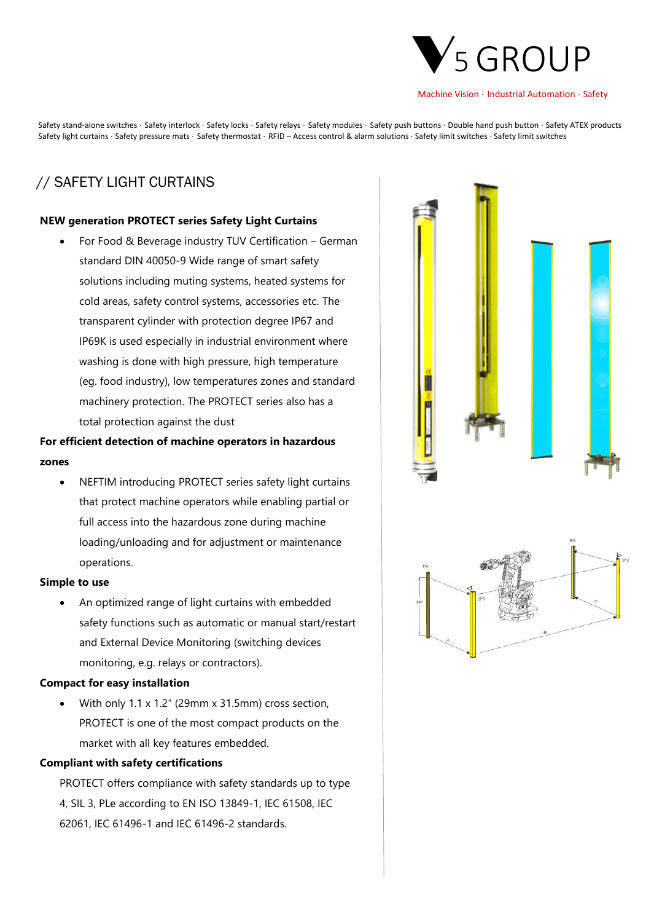V5 GROUP

Machine Vision · Industrial Automation · Safety

Safety stand-alone switches · Safety interlock · Safety locks · Safety relays · Safety modules · Safety push buttons · Double hand push button · Safety ATEX products
Safety light curtains · Safety pressure mats · Safety thermostat · RFID – Access control & alarm solutions · Safety limit switches · Safety limit switches

## // SAFETY LIGHT CURTAINS

**NEW generation PROTECT series Safety Light Curtains**

- For Food & Beverage industry TUV Certification – German standard DIN 40050-9 Wide range of smart safety solutions including muting systems, heated systems for cold areas, safety control systems, accessories etc. The transparent cylinder with protection degree IP67 and IP69K is used especially in industrial environment where washing is done with high pressure, high temperature (eg. food industry), low temperatures zones and standard machinery protection. The PROTECT series also has a total protection against the dust

**For efficient detection of machine operators in hazardous zones**

- NEFTIM introducing PROTECT series safety light curtains that protect machine operators while enabling partial or full access into the hazardous zone during machine loading/unloading and for adjustment or maintenance operations.

**Simple to use**

- An optimized range of light curtains with embedded safety functions such as automatic or manual start/restart and External Device Monitoring (switching devices monitoring, e.g. relays or contractors).

**Compact for easy installation**

- With only 1.1 x 1.2" (29mm x 31.5mm) cross section, PROTECT is one of the most compact products on the market with all key features embedded.

**Compliant with safety certifications**

PROTECT offers compliance with safety standards up to type 4, SIL 3, PLe according to EN ISO 13849-1, IEC 61508, IEC 62061, IEC 61496-1 and IEC 61496-2 standards.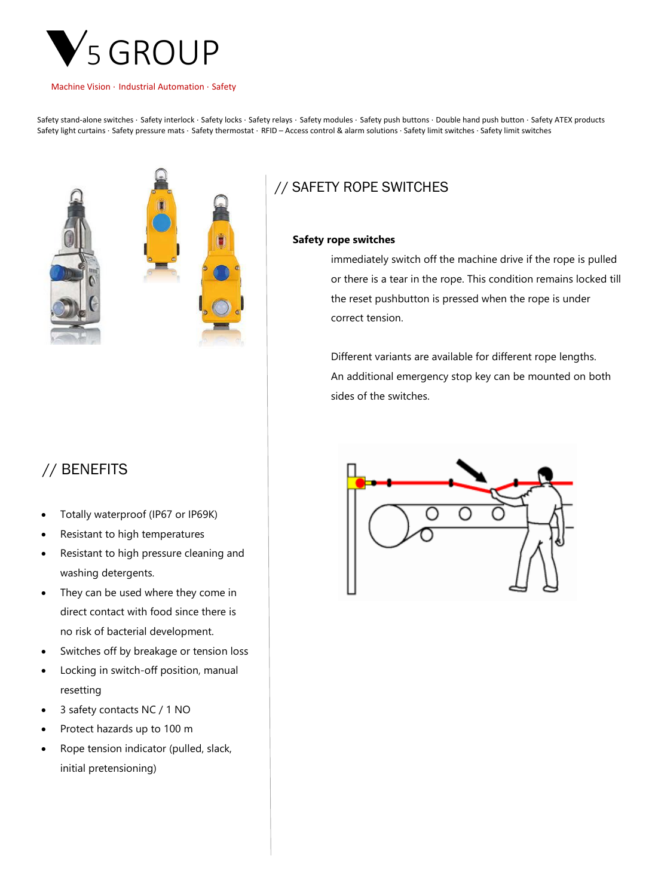V5 GROUP

Machine Vision · Industrial Automation · Safety

Safety stand-alone switches · Safety interlock · Safety locks · Safety relays · Safety modules · Safety push buttons · Double hand push button · Safety ATEX products
Safety light curtains · Safety pressure mats · Safety thermostat · RFID – Access control & alarm solutions · Safety limit switches · Safety limit switches

## // SAFETY ROPE SWITCHES

**Safety rope switches**

immediately switch off the machine drive if the rope is pulled or there is a tear in the rope. This condition remains locked till the reset pushbutton is pressed when the rope is under correct tension.

Different variants are available for different rope lengths. An additional emergency stop key can be mounted on both sides of the switches.

## // BENEFITS

- Totally waterproof (IP67 or IP69K)
- Resistant to high temperatures
- Resistant to high pressure cleaning and washing detergents.
- They can be used where they come in direct contact with food since there is no risk of bacterial development.
- Switches off by breakage or tension loss
- Locking in switch-off position, manual resetting
- 3 safety contacts NC / 1 NO
- Protect hazards up to 100 m
- Rope tension indicator (pulled, slack, initial pretensioning)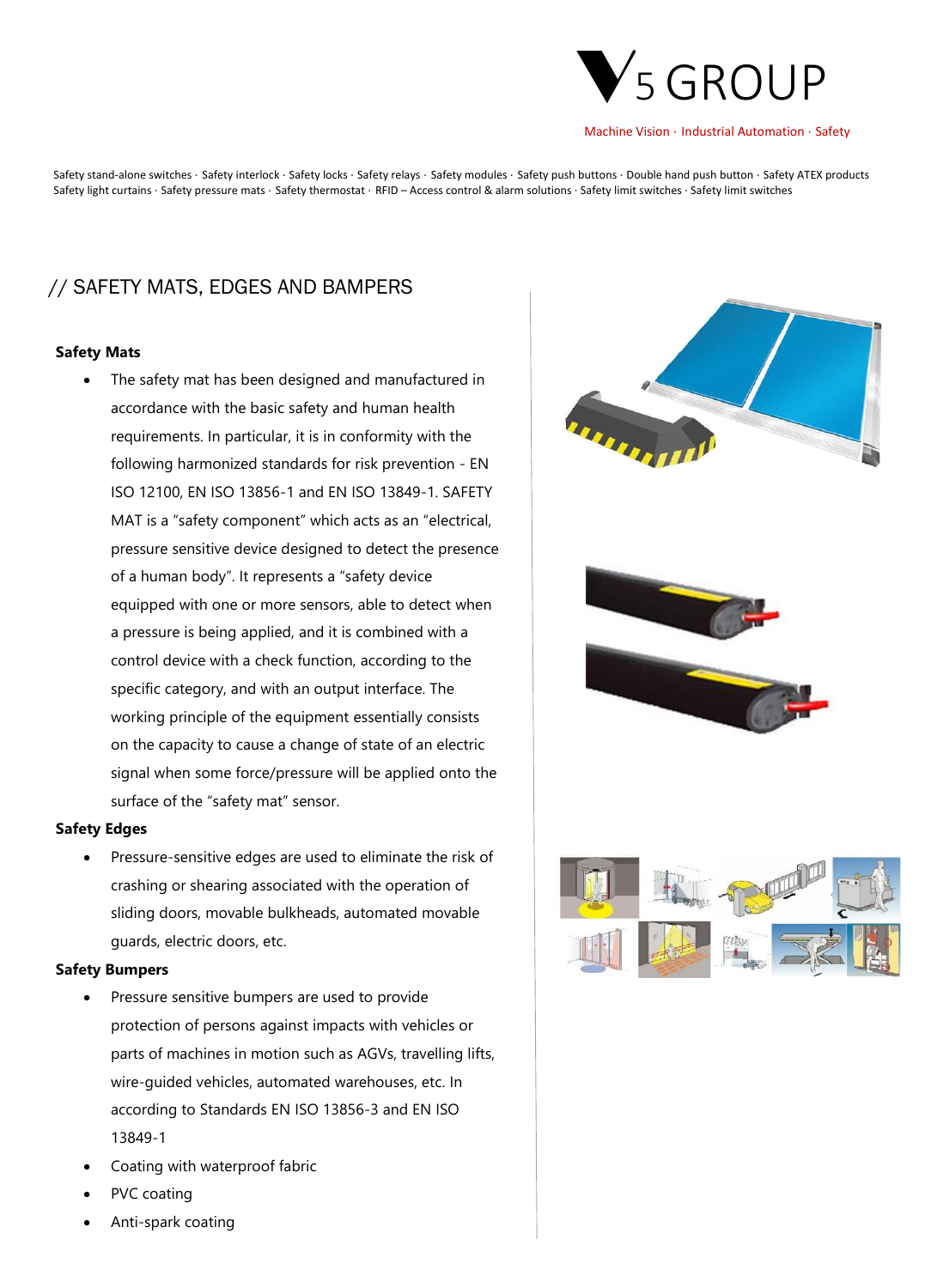# V5 GROUP

Machine Vision · Industrial Automation · Safety

Safety stand-alone switches · Safety interlock · Safety locks · Safety relays · Safety modules · Safety push buttons · Double hand push button · Safety ATEX products
Safety light curtains · Safety pressure mats · Safety thermostat · RFID – Access control & alarm solutions · Safety limit switches · Safety limit switches

## // SAFETY MATS, EDGES AND BAMPERS

**Safety Mats**

- The safety mat has been designed and manufactured in accordance with the basic safety and human health requirements. In particular, it is in conformity with the following harmonized standards for risk prevention - EN ISO 12100, EN ISO 13856-1 and EN ISO 13849-1. SAFETY MAT is a "safety component" which acts as an "electrical, pressure sensitive device designed to detect the presence of a human body". It represents a "safety device equipped with one or more sensors, able to detect when a pressure is being applied, and it is combined with a control device with a check function, according to the specific category, and with an output interface. The working principle of the equipment essentially consists on the capacity to cause a change of state of an electric signal when some force/pressure will be applied onto the surface of the "safety mat" sensor.

**Safety Edges**

- Pressure-sensitive edges are used to eliminate the risk of crashing or shearing associated with the operation of sliding doors, movable bulkheads, automated movable guards, electric doors, etc.

**Safety Bumpers**

- Pressure sensitive bumpers are used to provide protection of persons against impacts with vehicles or parts of machines in motion such as AGVs, travelling lifts, wire-guided vehicles, automated warehouses, etc. In according to Standards EN ISO 13856-3 and EN ISO 13849-1
- Coating with waterproof fabric
- PVC coating
- Anti-spark coating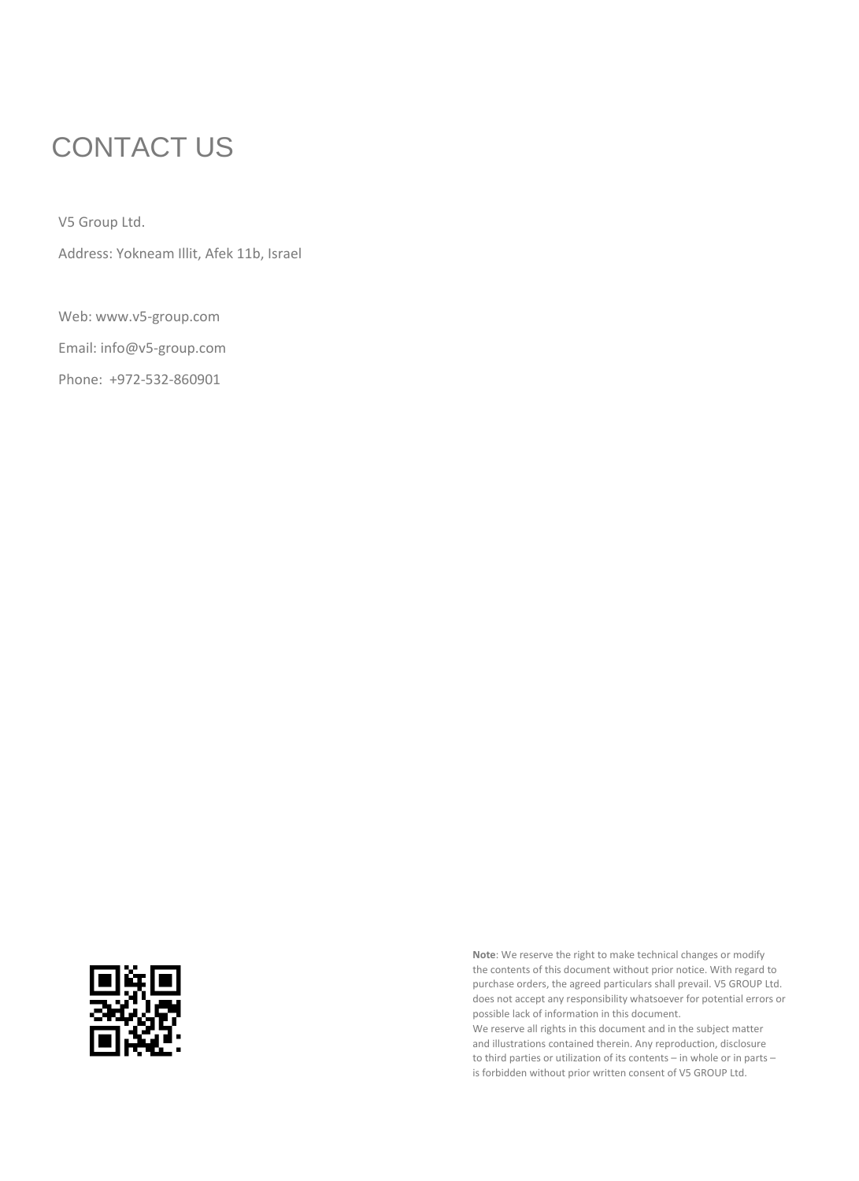# CONTACT US

V5 Group Ltd.

Address: Yokneam Illit, Afek 11b, Israel

Web: www.v5-group.com

Email: info@v5-group.com

Phone: +972-532-860901

**Note**: We reserve the right to make technical changes or modify the contents of this document without prior notice. With regard to purchase orders, the agreed particulars shall prevail. V5 GROUP Ltd. does not accept any responsibility whatsoever for potential errors or possible lack of information in this document.
We reserve all rights in this document and in the subject matter and illustrations contained therein. Any reproduction, disclosure to third parties or utilization of its contents – in whole or in parts – is forbidden without prior written consent of V5 GROUP Ltd.